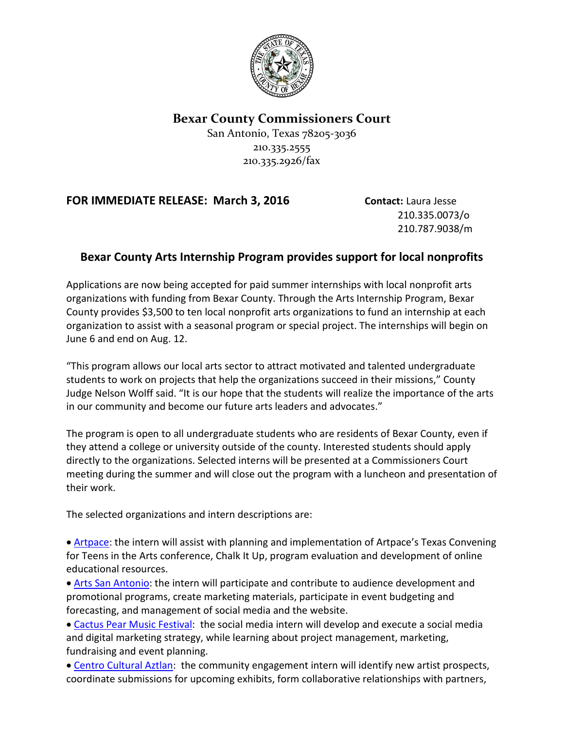# Bexar County Commissioners Court

San Antonio, Texas 78205-3036
210.335.2555
210.335.2926/fax

**FOR IMMEDIATE RELEASE: March 3, 2016**

**Contact:** Laura Jesse
210.335.0073/o
210.787.9038/m

## Bexar County Arts Internship Program provides support for local nonprofits

Applications are now being accepted for paid summer internships with local nonprofit arts organizations with funding from Bexar County. Through the Arts Internship Program, Bexar County provides $3,500 to ten local nonprofit arts organizations to fund an internship at each organization to assist with a seasonal program or special project. The internships will begin on June 6 and end on Aug. 12.

"This program allows our local arts sector to attract motivated and talented undergraduate students to work on projects that help the organizations succeed in their missions," County Judge Nelson Wolff said. "It is our hope that the students will realize the importance of the arts in our community and become our future arts leaders and advocates."

The program is open to all undergraduate students who are residents of Bexar County, even if they attend a college or university outside of the county. Interested students should apply directly to the organizations. Selected interns will be presented at a Commissioners Court meeting during the summer and will close out the program with a luncheon and presentation of their work.

The selected organizations and intern descriptions are:

- Artpace: the intern will assist with planning and implementation of Artpace's Texas Convening for Teens in the Arts conference, Chalk It Up, program evaluation and development of online educational resources.
- Arts San Antonio: the intern will participate and contribute to audience development and promotional programs, create marketing materials, participate in event budgeting and forecasting, and management of social media and the website.
- Cactus Pear Music Festival: the social media intern will develop and execute a social media and digital marketing strategy, while learning about project management, marketing, fundraising and event planning.
- Centro Cultural Aztlan: the community engagement intern will identify new artist prospects, coordinate submissions for upcoming exhibits, form collaborative relationships with partners,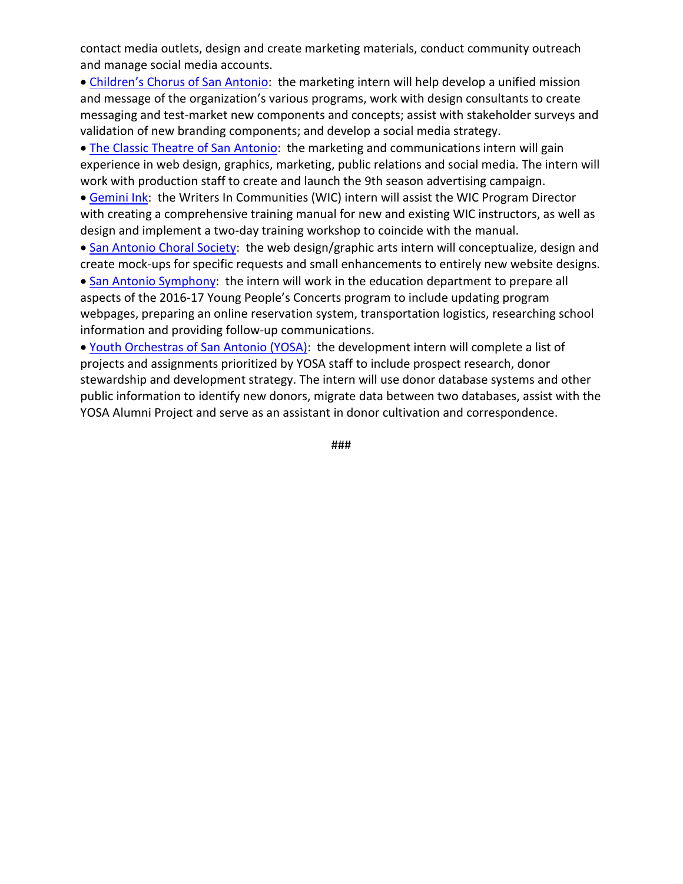contact media outlets, design and create marketing materials, conduct community outreach and manage social media accounts.

- Children's Chorus of San Antonio: the marketing intern will help develop a unified mission and message of the organization's various programs, work with design consultants to create messaging and test-market new components and concepts; assist with stakeholder surveys and validation of new branding components; and develop a social media strategy.
- The Classic Theatre of San Antonio: the marketing and communications intern will gain experience in web design, graphics, marketing, public relations and social media. The intern will work with production staff to create and launch the 9th season advertising campaign.
- Gemini Ink: the Writers In Communities (WIC) intern will assist the WIC Program Director with creating a comprehensive training manual for new and existing WIC instructors, as well as design and implement a two-day training workshop to coincide with the manual.
- San Antonio Choral Society: the web design/graphic arts intern will conceptualize, design and create mock-ups for specific requests and small enhancements to entirely new website designs.
- San Antonio Symphony: the intern will work in the education department to prepare all aspects of the 2016-17 Young People's Concerts program to include updating program webpages, preparing an online reservation system, transportation logistics, researching school information and providing follow-up communications.
- Youth Orchestras of San Antonio (YOSA): the development intern will complete a list of projects and assignments prioritized by YOSA staff to include prospect research, donor stewardship and development strategy. The intern will use donor database systems and other public information to identify new donors, migrate data between two databases, assist with the YOSA Alumni Project and serve as an assistant in donor cultivation and correspondence.

###